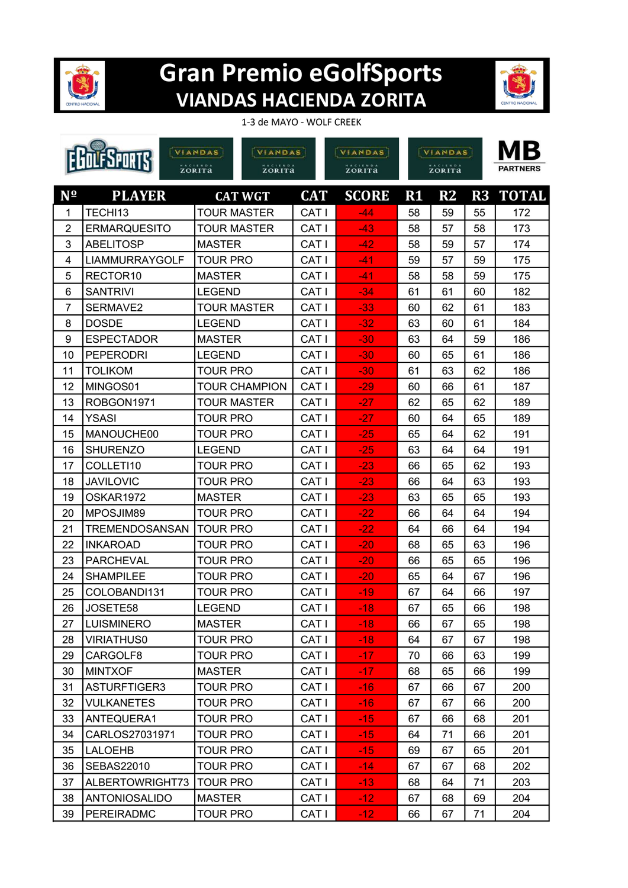# Gran Premio eGolfSports

## VIANDAS HACIENDA ZORITA

1-3 de MAYO - WOLF CREEK

| Nº | PLAYER | CAT WGT | CAT | SCORE | R1 | R2 | R3 | TOTAL |
|---|---|---|---|---|---|---|---|---|
| 1 | TECHI13 | TOUR MASTER | CAT I | -44 | 58 | 59 | 55 | 172 |
| 2 | ERMARQUESITO | TOUR MASTER | CAT I | -43 | 58 | 57 | 58 | 173 |
| 3 | ABELITOSP | MASTER | CAT I | -42 | 58 | 59 | 57 | 174 |
| 4 | LIAMMURRAYGOLF | TOUR PRO | CAT I | -41 | 59 | 57 | 59 | 175 |
| 5 | RECTOR10 | MASTER | CAT I | -41 | 58 | 58 | 59 | 175 |
| 6 | SANTRIVI | LEGEND | CAT I | -34 | 61 | 61 | 60 | 182 |
| 7 | SERMAVE2 | TOUR MASTER | CAT I | -33 | 60 | 62 | 61 | 183 |
| 8 | DOSDE | LEGEND | CAT I | -32 | 63 | 60 | 61 | 184 |
| 9 | ESPECTADOR | MASTER | CAT I | -30 | 63 | 64 | 59 | 186 |
| 10 | PEPERODRI | LEGEND | CAT I | -30 | 60 | 65 | 61 | 186 |
| 11 | TOLIKOM | TOUR PRO | CAT I | -30 | 61 | 63 | 62 | 186 |
| 12 | MINGOS01 | TOUR CHAMPION | CAT I | -29 | 60 | 66 | 61 | 187 |
| 13 | ROBGON1971 | TOUR MASTER | CAT I | -27 | 62 | 65 | 62 | 189 |
| 14 | YSASI | TOUR PRO | CAT I | -27 | 60 | 64 | 65 | 189 |
| 15 | MANOUCHE00 | TOUR PRO | CAT I | -25 | 65 | 64 | 62 | 191 |
| 16 | SHURENZO | LEGEND | CAT I | -25 | 63 | 64 | 64 | 191 |
| 17 | COLLETI10 | TOUR PRO | CAT I | -23 | 66 | 65 | 62 | 193 |
| 18 | JAVILOVIC | TOUR PRO | CAT I | -23 | 66 | 64 | 63 | 193 |
| 19 | OSKAR1972 | MASTER | CAT I | -23 | 63 | 65 | 65 | 193 |
| 20 | MPOSJIM89 | TOUR PRO | CAT I | -22 | 66 | 64 | 64 | 194 |
| 21 | TREMENDOSANSAN | TOUR PRO | CAT I | -22 | 64 | 66 | 64 | 194 |
| 22 | INKAROAD | TOUR PRO | CAT I | -20 | 68 | 65 | 63 | 196 |
| 23 | PARCHEVAL | TOUR PRO | CAT I | -20 | 66 | 65 | 65 | 196 |
| 24 | SHAMPILEE | TOUR PRO | CAT I | -20 | 65 | 64 | 67 | 196 |
| 25 | COLOBANDI131 | TOUR PRO | CAT I | -19 | 67 | 64 | 66 | 197 |
| 26 | JOSETE58 | LEGEND | CAT I | -18 | 67 | 65 | 66 | 198 |
| 27 | LUISMINERO | MASTER | CAT I | -18 | 66 | 67 | 65 | 198 |
| 28 | VIRIATHUS0 | TOUR PRO | CAT I | -18 | 64 | 67 | 67 | 198 |
| 29 | CARGOLF8 | TOUR PRO | CAT I | -17 | 70 | 66 | 63 | 199 |
| 30 | MINTXOF | MASTER | CAT I | -17 | 68 | 65 | 66 | 199 |
| 31 | ASTURFTIGER3 | TOUR PRO | CAT I | -16 | 67 | 66 | 67 | 200 |
| 32 | VULKANETES | TOUR PRO | CAT I | -16 | 67 | 67 | 66 | 200 |
| 33 | ANTEQUERA1 | TOUR PRO | CAT I | -15 | 67 | 66 | 68 | 201 |
| 34 | CARLOS27031971 | TOUR PRO | CAT I | -15 | 64 | 71 | 66 | 201 |
| 35 | LALOEHB | TOUR PRO | CAT I | -15 | 69 | 67 | 65 | 201 |
| 36 | SEBAS22010 | TOUR PRO | CAT I | -14 | 67 | 67 | 68 | 202 |
| 37 | ALBERTOWRIGHT73 | TOUR PRO | CAT I | -13 | 68 | 64 | 71 | 203 |
| 38 | ANTONIOSALIDO | MASTER | CAT I | -12 | 67 | 68 | 69 | 204 |
| 39 | PEREIRADMC | TOUR PRO | CAT I | -12 | 66 | 67 | 71 | 204 |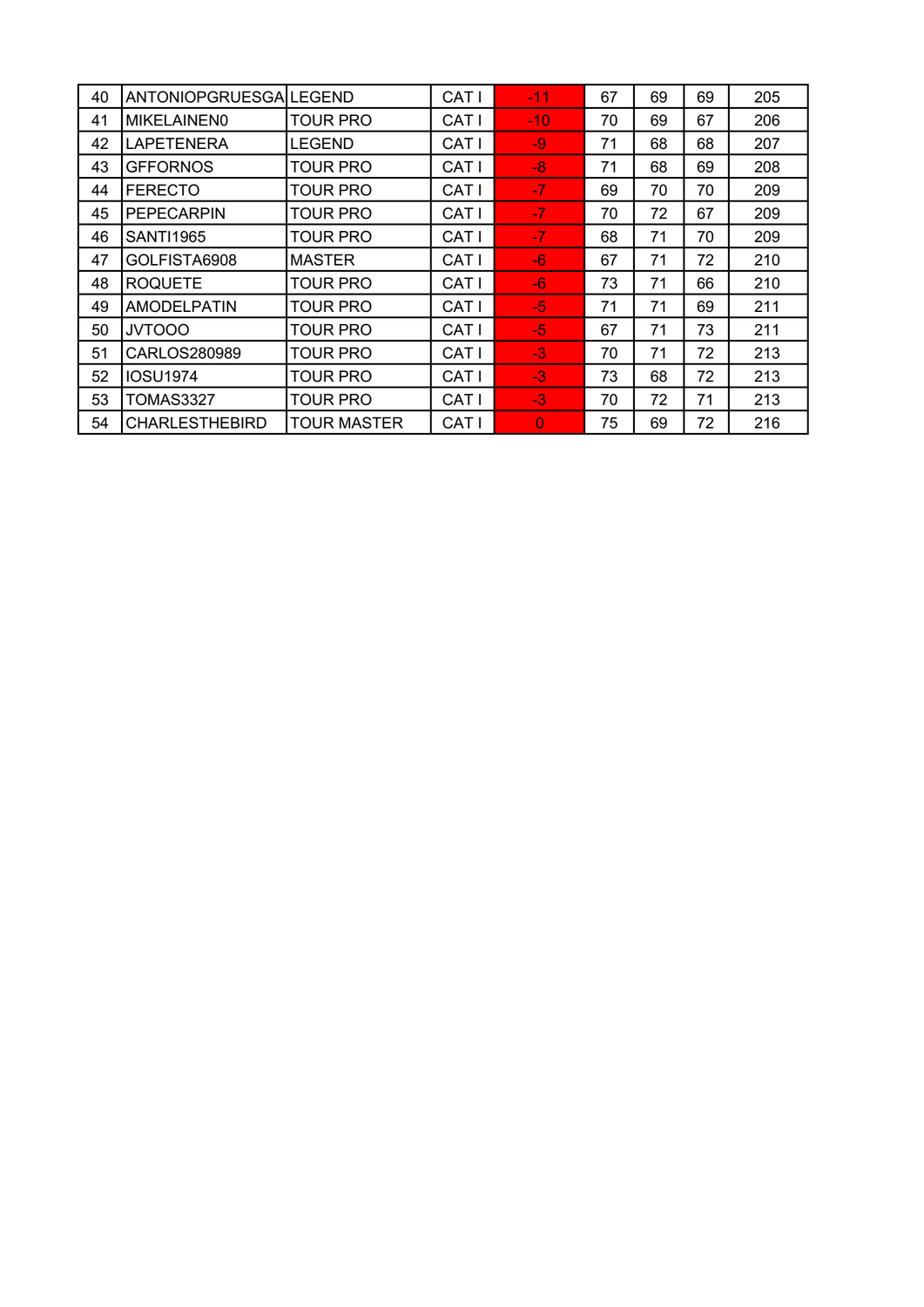| | | | | | | | | |
|---|---|---|---|---|---|---|---|---|
| 40 | ANTONIOPGRUESGA | LEGEND | CAT I | -11 | 67 | 69 | 69 | 205 |
| 41 | MIKELAINEN0 | TOUR PRO | CAT I | -10 | 70 | 69 | 67 | 206 |
| 42 | LAPETENERA | LEGEND | CAT I | -9 | 71 | 68 | 68 | 207 |
| 43 | GFFORNOS | TOUR PRO | CAT I | -8 | 71 | 68 | 69 | 208 |
| 44 | FERECTO | TOUR PRO | CAT I | -7 | 69 | 70 | 70 | 209 |
| 45 | PEPECARPIN | TOUR PRO | CAT I | -7 | 70 | 72 | 67 | 209 |
| 46 | SANTI1965 | TOUR PRO | CAT I | -7 | 68 | 71 | 70 | 209 |
| 47 | GOLFISTA6908 | MASTER | CAT I | -6 | 67 | 71 | 72 | 210 |
| 48 | ROQUETE | TOUR PRO | CAT I | -6 | 73 | 71 | 66 | 210 |
| 49 | AMODELPATIN | TOUR PRO | CAT I | -5 | 71 | 71 | 69 | 211 |
| 50 | JVTOOO | TOUR PRO | CAT I | -5 | 67 | 71 | 73 | 211 |
| 51 | CARLOS280989 | TOUR PRO | CAT I | -3 | 70 | 71 | 72 | 213 |
| 52 | IOSU1974 | TOUR PRO | CAT I | -3 | 73 | 68 | 72 | 213 |
| 53 | TOMAS3327 | TOUR PRO | CAT I | -3 | 70 | 72 | 71 | 213 |
| 54 | CHARLESTHEBIRD | TOUR MASTER | CAT I | 0 | 75 | 69 | 72 | 216 |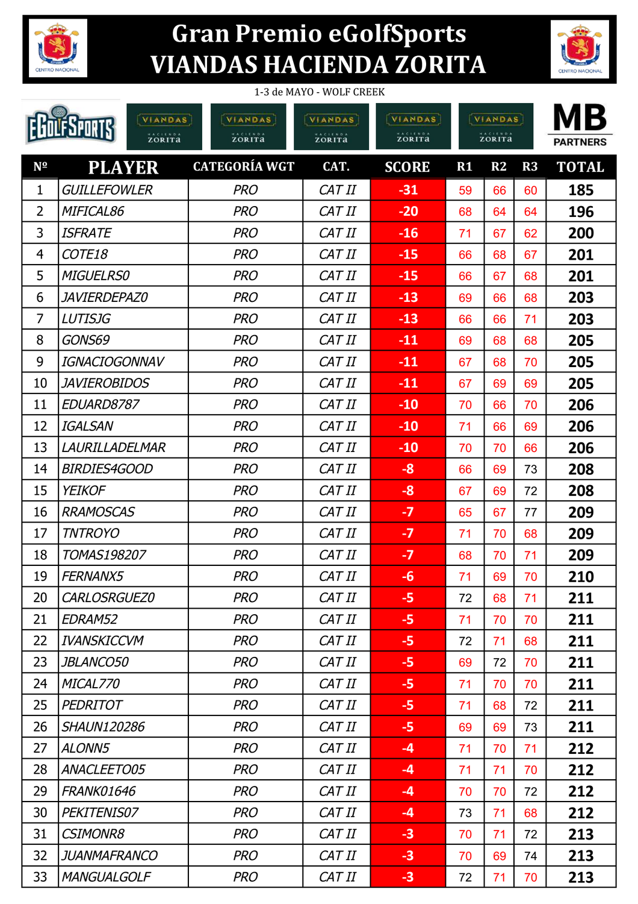# Gran Premio eGolfSports
# VIANDAS HACIENDA ZORITA

1-3 de MAYO - WOLF CREEK

| Nº | PLAYER | CATEGORÍA WGT | CAT. | SCORE | R1 | R2 | R3 | TOTAL |
|---|---|---|---|---|---|---|---|---|
| 1 | *GUILLEFOWLER* | *PRO* | *CAT II* | **-31** | 59 | 66 | 60 | **185** |
| 2 | *MIFICAL86* | *PRO* | *CAT II* | **-20** | 68 | 64 | 64 | **196** |
| 3 | *ISFRATE* | *PRO* | *CAT II* | **-16** | 71 | 67 | 62 | **200** |
| 4 | *COTE18* | *PRO* | *CAT II* | **-15** | 66 | 68 | 67 | **201** |
| 5 | *MIGUELRS0* | *PRO* | *CAT II* | **-15** | 66 | 67 | 68 | **201** |
| 6 | *JAVIERDEPAZ0* | *PRO* | *CAT II* | **-13** | 69 | 66 | 68 | **203** |
| 7 | *LUTISJG* | *PRO* | *CAT II* | **-13** | 66 | 66 | 71 | **203** |
| 8 | *GONS69* | *PRO* | *CAT II* | **-11** | 69 | 68 | 68 | **205** |
| 9 | *IGNACIOGONNAV* | *PRO* | *CAT II* | **-11** | 67 | 68 | 70 | **205** |
| 10 | *JAVIEROBIDOS* | *PRO* | *CAT II* | **-11** | 67 | 69 | 69 | **205** |
| 11 | *EDUARD8787* | *PRO* | *CAT II* | **-10** | 70 | 66 | 70 | **206** |
| 12 | *IGALSAN* | *PRO* | *CAT II* | **-10** | 71 | 66 | 69 | **206** |
| 13 | *LAURILLADELMAR* | *PRO* | *CAT II* | **-10** | 70 | 70 | 66 | **206** |
| 14 | *BIRDIES4GOOD* | *PRO* | *CAT II* | **-8** | 66 | 69 | 73 | **208** |
| 15 | *YEIKOF* | *PRO* | *CAT II* | **-8** | 67 | 69 | 72 | **208** |
| 16 | *RRAMOSCAS* | *PRO* | *CAT II* | **-7** | 65 | 67 | 77 | **209** |
| 17 | *TNTROYO* | *PRO* | *CAT II* | **-7** | 71 | 70 | 68 | **209** |
| 18 | *TOMAS198207* | *PRO* | *CAT II* | **-7** | 68 | 70 | 71 | **209** |
| 19 | *FERNANX5* | *PRO* | *CAT II* | **-6** | 71 | 69 | 70 | **210** |
| 20 | *CARLOSRGUEZ0* | *PRO* | *CAT II* | **-5** | 72 | 68 | 71 | **211** |
| 21 | *EDRAM52* | *PRO* | *CAT II* | **-5** | 71 | 70 | 70 | **211** |
| 22 | *IVANSKICCVM* | *PRO* | *CAT II* | **-5** | 72 | 71 | 68 | **211** |
| 23 | *JBLANCO50* | *PRO* | *CAT II* | **-5** | 69 | 72 | 70 | **211** |
| 24 | *MICAL770* | *PRO* | *CAT II* | **-5** | 71 | 70 | 70 | **211** |
| 25 | *PEDRITOT* | *PRO* | *CAT II* | **-5** | 71 | 68 | 72 | **211** |
| 26 | *SHAUN120286* | *PRO* | *CAT II* | **-5** | 69 | 69 | 73 | **211** |
| 27 | *ALONN5* | *PRO* | *CAT II* | **-4** | 71 | 70 | 71 | **212** |
| 28 | *ANACLEETO05* | *PRO* | *CAT II* | **-4** | 71 | 71 | 70 | **212** |
| 29 | *FRANK01646* | *PRO* | *CAT II* | **-4** | 70 | 70 | 72 | **212** |
| 30 | *PEKITENIS07* | *PRO* | *CAT II* | **-4** | 73 | 71 | 68 | **212** |
| 31 | *CSIMONR8* | *PRO* | *CAT II* | **-3** | 70 | 71 | 72 | **213** |
| 32 | *JUANMAFRANCO* | *PRO* | *CAT II* | **-3** | 70 | 69 | 74 | **213** |
| 33 | *MANGUALGOLF* | *PRO* | *CAT II* | **-3** | 72 | 71 | 70 | **213** |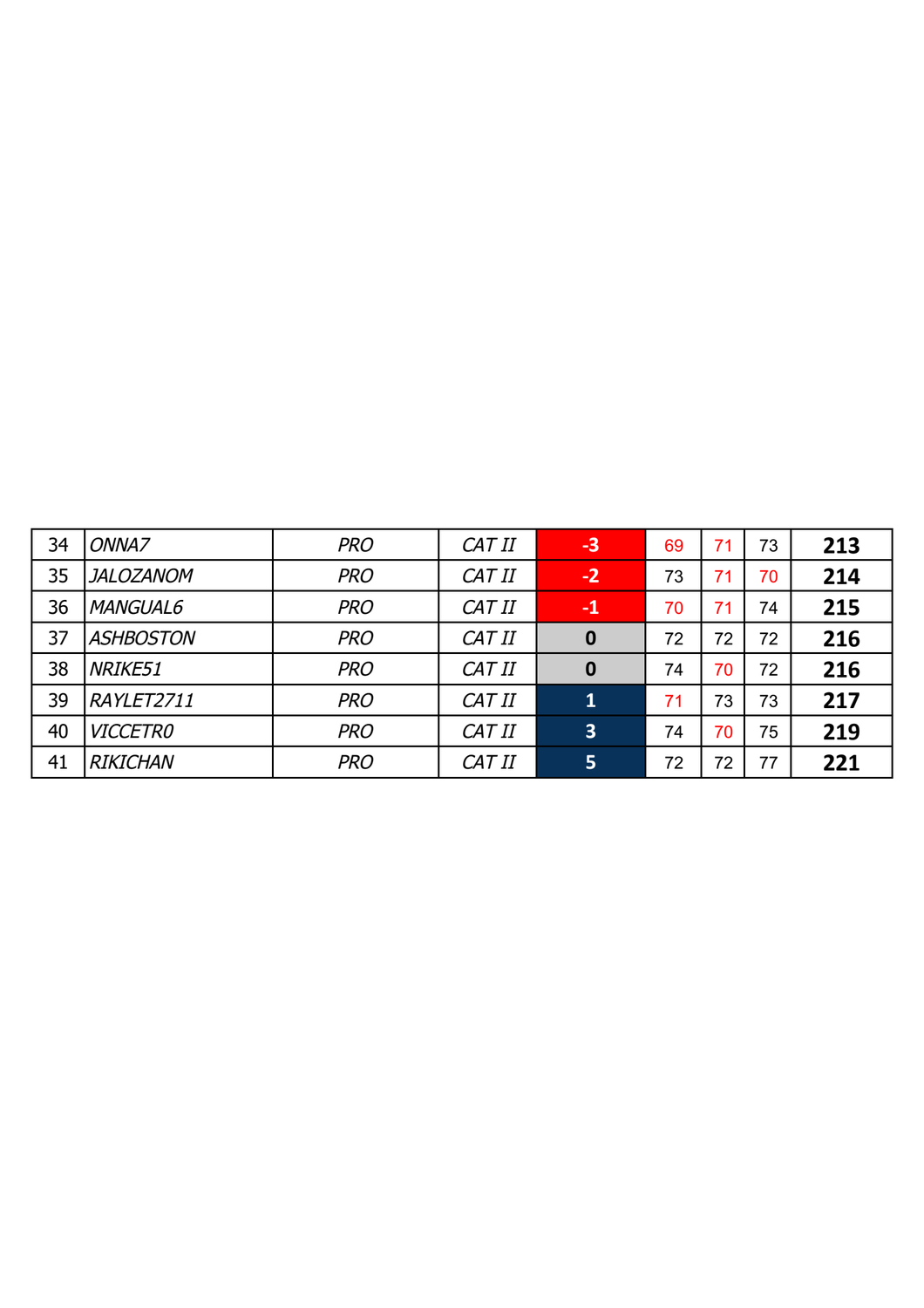| | | | | | | | | |
|---|---|---|---|---|---|---|---|---|
| 34 | *ONNA7* | *PRO* | *CAT II* | **-3** | 69 | 71 | 73 | **213** |
| 35 | *JALOZANOM* | *PRO* | *CAT II* | **-2** | 73 | 71 | 70 | **214** |
| 36 | *MANGUAL6* | *PRO* | *CAT II* | **-1** | 70 | 71 | 74 | **215** |
| 37 | *ASHBOSTON* | *PRO* | *CAT II* | **0** | 72 | 72 | 72 | **216** |
| 38 | *NRIKE51* | *PRO* | *CAT II* | **0** | 74 | 70 | 72 | **216** |
| 39 | *RAYLET2711* | *PRO* | *CAT II* | **1** | 71 | 73 | 73 | **217** |
| 40 | *VICCETR0* | *PRO* | *CAT II* | **3** | 74 | 70 | 75 | **219** |
| 41 | *RIKICHAN* | *PRO* | *CAT II* | **5** | 72 | 72 | 77 | **221** |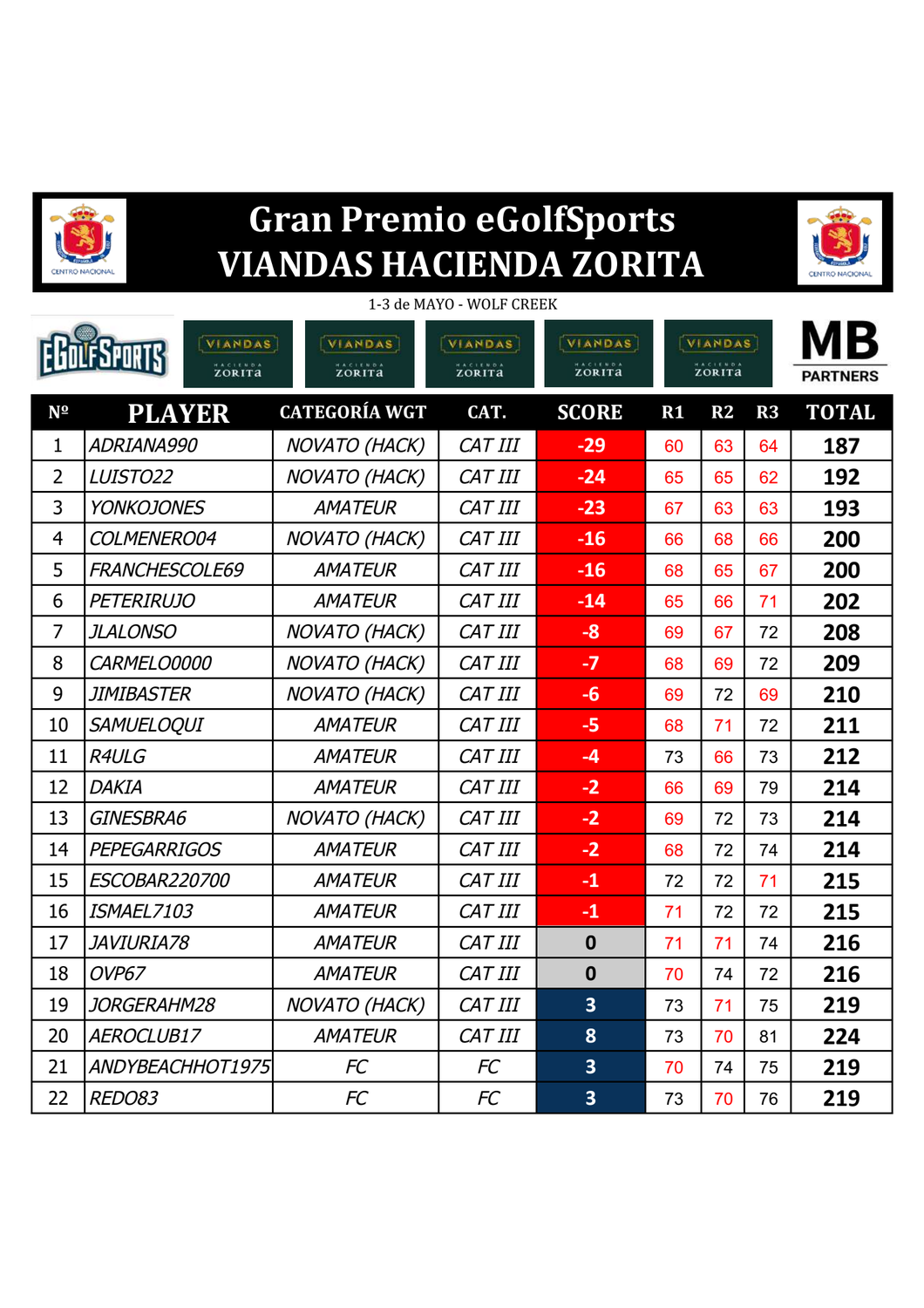# Gran Premio eGolfSports
# VIANDAS HACIENDA ZORITA

1-3 de MAYO - WOLF CREEK

| Nº | PLAYER | CATEGORÍA WGT | CAT. | SCORE | R1 | R2 | R3 | TOTAL |
|---|---|---|---|---|---|---|---|---|
| 1 | ADRIANA990 | NOVATO (HACK) | CAT III | -29 | 60 | 63 | 64 | 187 |
| 2 | LUISTO22 | NOVATO (HACK) | CAT III | -24 | 65 | 65 | 62 | 192 |
| 3 | YONKOJONES | AMATEUR | CAT III | -23 | 67 | 63 | 63 | 193 |
| 4 | COLMENERO04 | NOVATO (HACK) | CAT III | -16 | 66 | 68 | 66 | 200 |
| 5 | FRANCHESCOLE69 | AMATEUR | CAT III | -16 | 68 | 65 | 67 | 200 |
| 6 | PETERIRUJO | AMATEUR | CAT III | -14 | 65 | 66 | 71 | 202 |
| 7 | JLALONSO | NOVATO (HACK) | CAT III | -8 | 69 | 67 | 72 | 208 |
| 8 | CARMELO0000 | NOVATO (HACK) | CAT III | -7 | 68 | 69 | 72 | 209 |
| 9 | JIMIBASTER | NOVATO (HACK) | CAT III | -6 | 69 | 72 | 69 | 210 |
| 10 | SAMUELOQUI | AMATEUR | CAT III | -5 | 68 | 71 | 72 | 211 |
| 11 | R4ULG | AMATEUR | CAT III | -4 | 73 | 66 | 73 | 212 |
| 12 | DAKIA | AMATEUR | CAT III | -2 | 66 | 69 | 79 | 214 |
| 13 | GINESBRA6 | NOVATO (HACK) | CAT III | -2 | 69 | 72 | 73 | 214 |
| 14 | PEPEGARRIGOS | AMATEUR | CAT III | -2 | 68 | 72 | 74 | 214 |
| 15 | ESCOBAR220700 | AMATEUR | CAT III | -1 | 72 | 72 | 71 | 215 |
| 16 | ISMAEL7103 | AMATEUR | CAT III | -1 | 71 | 72 | 72 | 215 |
| 17 | JAVIURIA78 | AMATEUR | CAT III | 0 | 71 | 71 | 74 | 216 |
| 18 | OVP67 | AMATEUR | CAT III | 0 | 70 | 74 | 72 | 216 |
| 19 | JORGERAHM28 | NOVATO (HACK) | CAT III | 3 | 73 | 71 | 75 | 219 |
| 20 | AEROCLUB17 | AMATEUR | CAT III | 8 | 73 | 70 | 81 | 224 |
| 21 | ANDYBEACHHOT1975 | FC | FC | 3 | 70 | 74 | 75 | 219 |
| 22 | REDO83 | FC | FC | 3 | 73 | 70 | 76 | 219 |